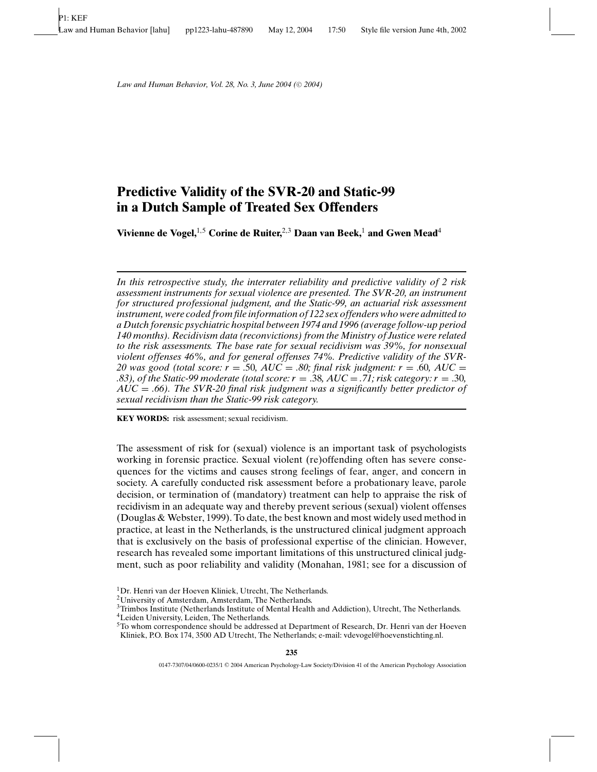# Predictive Validity of the SVR-20 and Static-99 in a Dutch Sample of Treated Sex Offenders

**Vivienne de Vogel,[1,5] Corine de Ruiter,[2,3] Daan van Beek,[1] and Gwen Mead[4]**

*In this retrospective study, the interrater reliability and predictive validity of 2 risk assessment instruments for sexual violence are presented. The SVR-20, an instrument for structured professional judgment, and the Static-99, an actuarial risk assessment instrument, were coded from file information of 122 sex offenders who were admitted to a Dutch forensic psychiatric hospital between 1974 and 1996 (average follow-up period 140 months). Recidivism data (reconvictions) from the Ministry of Justice were related to the risk assessments. The base rate for sexual recidivism was 39%, for nonsexual violent offenses 46%, and for general offenses 74%. Predictive validity of the SVR-20 was good (total score: $r = .50$, $AUC = .80$; final risk judgment: $r = .60$, $AUC = .83$), of the Static-99 moderate (total score: $r = .38$, $AUC = .71$; risk category: $r = .30$, $AUC = .66$). The SVR-20 final risk judgment was a significantly better predictor of sexual recidivism than the Static-99 risk category.*

**KEY WORDS:** risk assessment; sexual recidivism.

The assessment of risk for (sexual) violence is an important task of psychologists working in forensic practice. Sexual violent (re)offending often has severe consequences for the victims and causes strong feelings of fear, anger, and concern in society. A carefully conducted risk assessment before a probationary leave, parole decision, or termination of (mandatory) treatment can help to appraise the risk of recidivism in an adequate way and thereby prevent serious (sexual) violent offenses (Douglas & Webster, 1999). To date, the best known and most widely used method in practice, at least in the Netherlands, is the unstructured clinical judgment approach that is exclusively on the basis of professional expertise of the clinician. However, research has revealed some important limitations of this unstructured clinical judgment, such as poor reliability and validity (Monahan, 1981; see for a discussion of

[1] Dr. Henri van der Hoeven Kliniek, Utrecht, The Netherlands.

[2] University of Amsterdam, Amsterdam, The Netherlands.

[3] Trimbos Institute (Netherlands Institute of Mental Health and Addiction), Utrecht, The Netherlands.

[4] Leiden University, Leiden, The Netherlands.

[5] To whom correspondence should be addressed at Department of Research, Dr. Henri van der Hoeven Kliniek, P.O. Box 174, 3500 AD Utrecht, The Netherlands; e-mail: vdevogel@hoevenstichting.nl.

0147-7307/04/0600-0235/1 © 2004 American Psychology-Law Society/Division 41 of the American Psychology Association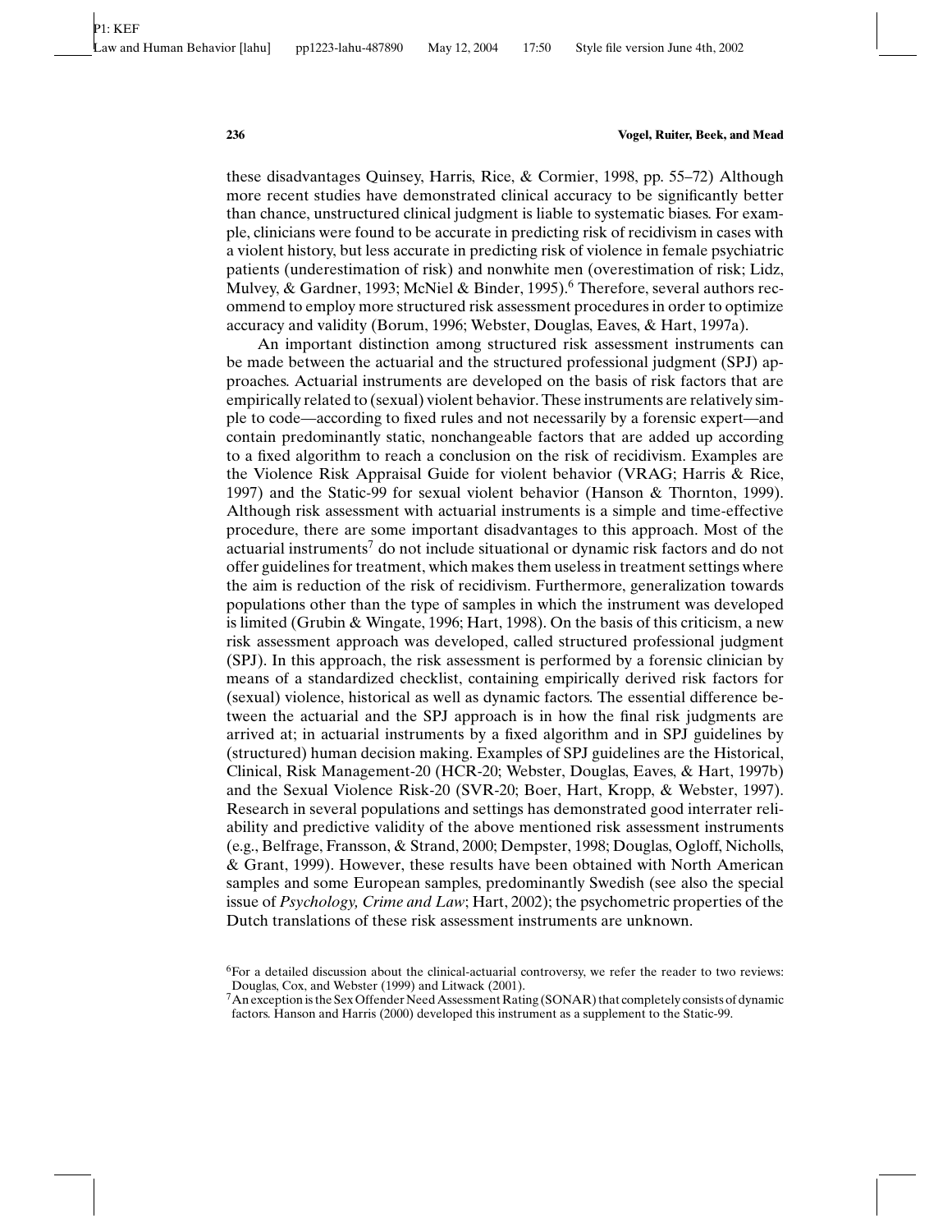these disadvantages Quinsey, Harris, Rice, & Cormier, 1998, pp. 55–72) Although more recent studies have demonstrated clinical accuracy to be significantly better than chance, unstructured clinical judgment is liable to systematic biases. For example, clinicians were found to be accurate in predicting risk of recidivism in cases with a violent history, but less accurate in predicting risk of violence in female psychiatric patients (underestimation of risk) and nonwhite men (overestimation of risk; Lidz, Mulvey, & Gardner, 1993; McNiel & Binder, 1995).[6] Therefore, several authors recommend to employ more structured risk assessment procedures in order to optimize accuracy and validity (Borum, 1996; Webster, Douglas, Eaves, & Hart, 1997a).

An important distinction among structured risk assessment instruments can be made between the actuarial and the structured professional judgment (SPJ) approaches. Actuarial instruments are developed on the basis of risk factors that are empirically related to (sexual) violent behavior. These instruments are relatively simple to code—according to fixed rules and not necessarily by a forensic expert—and contain predominantly static, nonchangeable factors that are added up according to a fixed algorithm to reach a conclusion on the risk of recidivism. Examples are the Violence Risk Appraisal Guide for violent behavior (VRAG; Harris & Rice, 1997) and the Static-99 for sexual violent behavior (Hanson & Thornton, 1999). Although risk assessment with actuarial instruments is a simple and time-effective procedure, there are some important disadvantages to this approach. Most of the actuarial instruments[7] do not include situational or dynamic risk factors and do not offer guidelines for treatment, which makes them useless in treatment settings where the aim is reduction of the risk of recidivism. Furthermore, generalization towards populations other than the type of samples in which the instrument was developed is limited (Grubin & Wingate, 1996; Hart, 1998). On the basis of this criticism, a new risk assessment approach was developed, called structured professional judgment (SPJ). In this approach, the risk assessment is performed by a forensic clinician by means of a standardized checklist, containing empirically derived risk factors for (sexual) violence, historical as well as dynamic factors. The essential difference between the actuarial and the SPJ approach is in how the final risk judgments are arrived at; in actuarial instruments by a fixed algorithm and in SPJ guidelines by (structured) human decision making. Examples of SPJ guidelines are the Historical, Clinical, Risk Management-20 (HCR-20; Webster, Douglas, Eaves, & Hart, 1997b) and the Sexual Violence Risk-20 (SVR-20; Boer, Hart, Kropp, & Webster, 1997). Research in several populations and settings has demonstrated good interrater reliability and predictive validity of the above mentioned risk assessment instruments (e.g., Belfrage, Fransson, & Strand, 2000; Dempster, 1998; Douglas, Ogloff, Nicholls, & Grant, 1999). However, these results have been obtained with North American samples and some European samples, predominantly Swedish (see also the special issue of *Psychology, Crime and Law*; Hart, 2002); the psychometric properties of the Dutch translations of these risk assessment instruments are unknown.

[6] For a detailed discussion about the clinical-actuarial controversy, we refer the reader to two reviews: Douglas, Cox, and Webster (1999) and Litwack (2001).

[7] An exception is the Sex Offender Need Assessment Rating (SONAR) that completely consists of dynamic factors. Hanson and Harris (2000) developed this instrument as a supplement to the Static-99.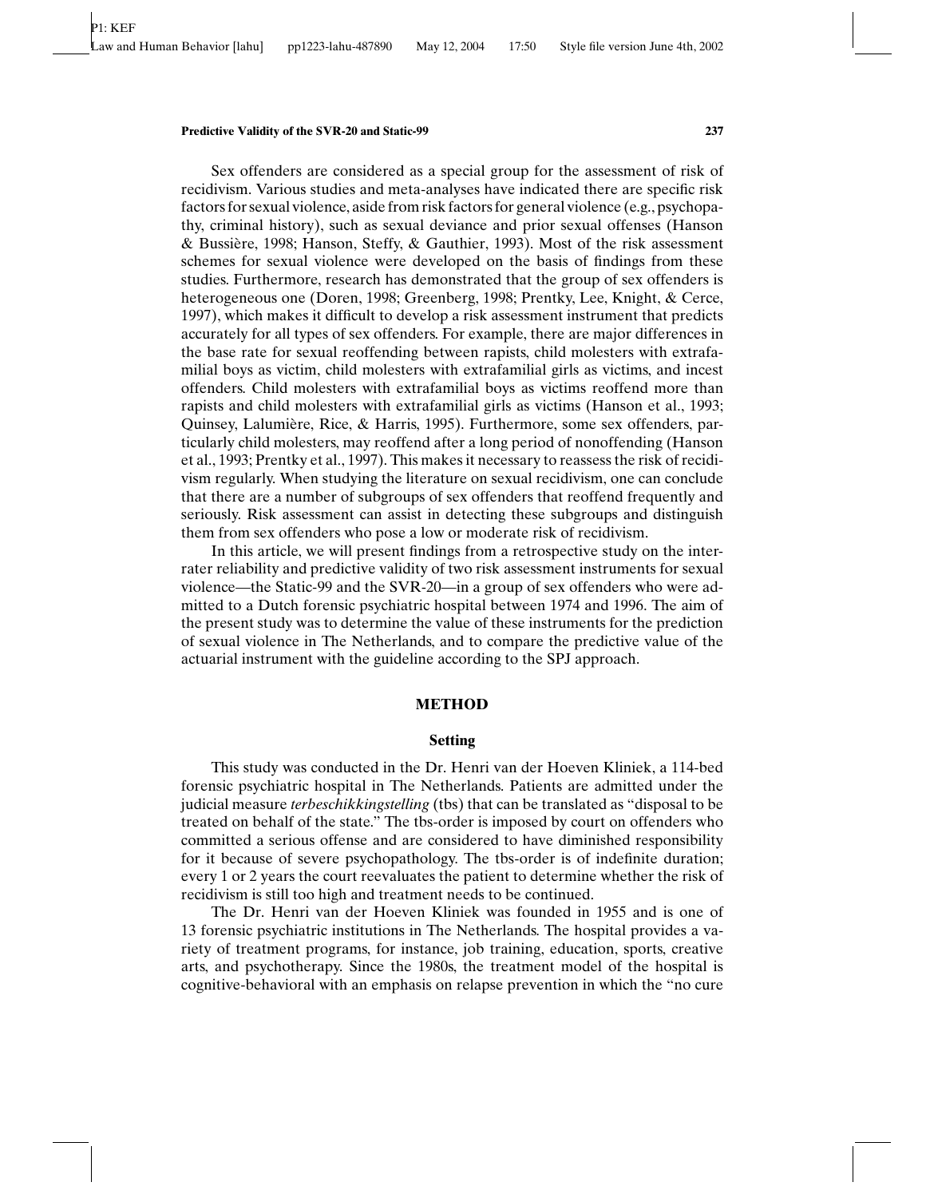Sex offenders are considered as a special group for the assessment of risk of recidivism. Various studies and meta-analyses have indicated there are specific risk factors for sexual violence, aside from risk factors for general violence (e.g., psychopathy, criminal history), such as sexual deviance and prior sexual offenses (Hanson & Bussière, 1998; Hanson, Steffy, & Gauthier, 1993). Most of the risk assessment schemes for sexual violence were developed on the basis of findings from these studies. Furthermore, research has demonstrated that the group of sex offenders is heterogeneous one (Doren, 1998; Greenberg, 1998; Prentky, Lee, Knight, & Cerce, 1997), which makes it difficult to develop a risk assessment instrument that predicts accurately for all types of sex offenders. For example, there are major differences in the base rate for sexual reoffending between rapists, child molesters with extrafamilial boys as victim, child molesters with extrafamilial girls as victims, and incest offenders. Child molesters with extrafamilial boys as victims reoffend more than rapists and child molesters with extrafamilial girls as victims (Hanson et al., 1993; Quinsey, Lalumière, Rice, & Harris, 1995). Furthermore, some sex offenders, particularly child molesters, may reoffend after a long period of nonoffending (Hanson et al., 1993; Prentky et al., 1997). This makes it necessary to reassess the risk of recidivism regularly. When studying the literature on sexual recidivism, one can conclude that there are a number of subgroups of sex offenders that reoffend frequently and seriously. Risk assessment can assist in detecting these subgroups and distinguish them from sex offenders who pose a low or moderate risk of recidivism.

In this article, we will present findings from a retrospective study on the interrater reliability and predictive validity of two risk assessment instruments for sexual violence—the Static-99 and the SVR-20—in a group of sex offenders who were admitted to a Dutch forensic psychiatric hospital between 1974 and 1996. The aim of the present study was to determine the value of these instruments for the prediction of sexual violence in The Netherlands, and to compare the predictive value of the actuarial instrument with the guideline according to the SPJ approach.

## METHOD

### Setting

This study was conducted in the Dr. Henri van der Hoeven Kliniek, a 114-bed forensic psychiatric hospital in The Netherlands. Patients are admitted under the judicial measure *terbeschikkingstelling* (tbs) that can be translated as "disposal to be treated on behalf of the state." The tbs-order is imposed by court on offenders who committed a serious offense and are considered to have diminished responsibility for it because of severe psychopathology. The tbs-order is of indefinite duration; every 1 or 2 years the court reevaluates the patient to determine whether the risk of recidivism is still too high and treatment needs to be continued.

The Dr. Henri van der Hoeven Kliniek was founded in 1955 and is one of 13 forensic psychiatric institutions in The Netherlands. The hospital provides a variety of treatment programs, for instance, job training, education, sports, creative arts, and psychotherapy. Since the 1980s, the treatment model of the hospital is cognitive-behavioral with an emphasis on relapse prevention in which the "no cure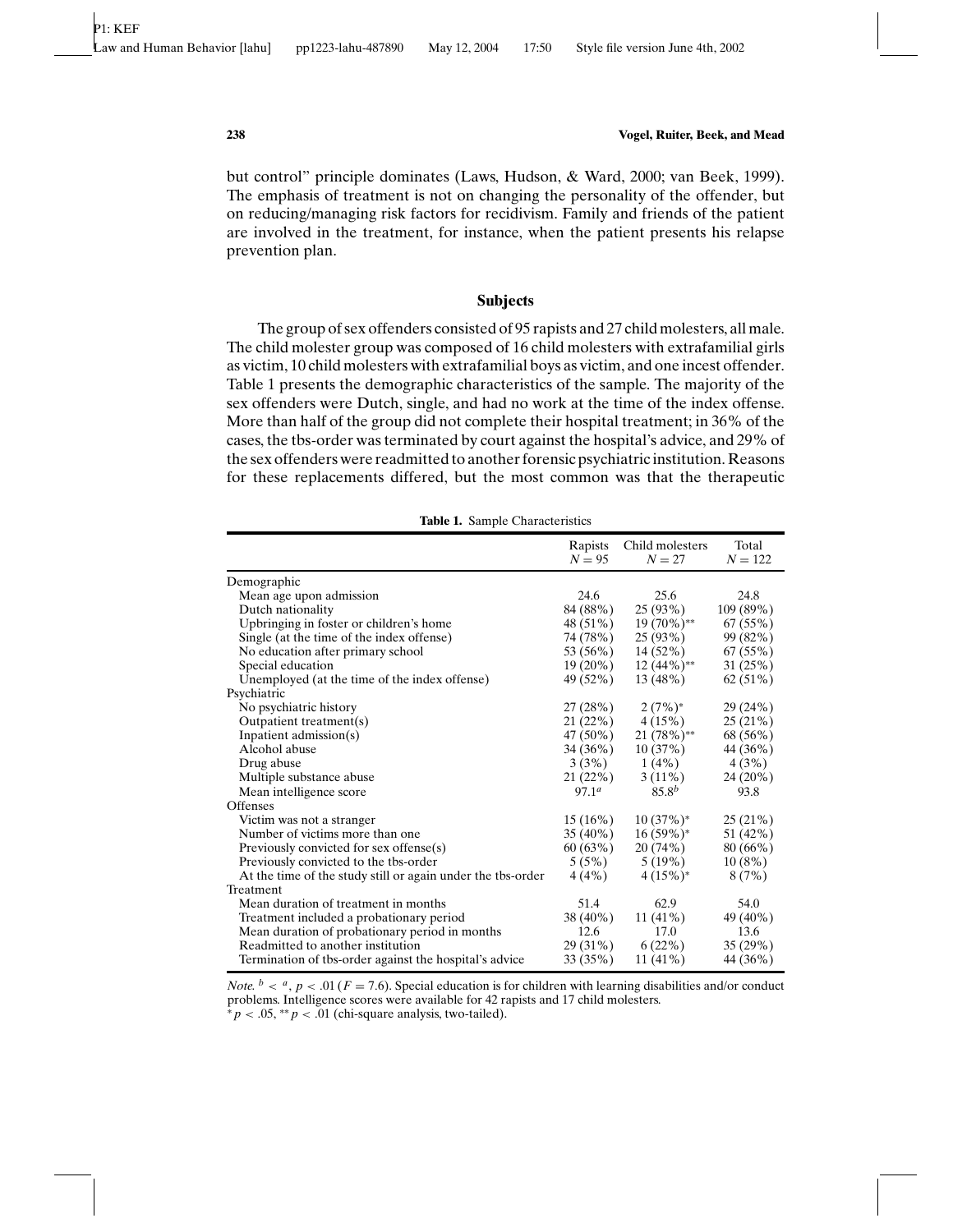but control" principle dominates (Laws, Hudson, & Ward, 2000; van Beek, 1999). The emphasis of treatment is not on changing the personality of the offender, but on reducing/managing risk factors for recidivism. Family and friends of the patient are involved in the treatment, for instance, when the patient presents his relapse prevention plan.

## Subjects

The group of sex offenders consisted of 95 rapists and 27 child molesters, all male. The child molester group was composed of 16 child molesters with extrafamilial girls as victim, 10 child molesters with extrafamilial boys as victim, and one incest offender. Table 1 presents the demographic characteristics of the sample. The majority of the sex offenders were Dutch, single, and had no work at the time of the index offense. More than half of the group did not complete their hospital treatment; in 36% of the cases, the tbs-order was terminated by court against the hospital's advice, and 29% of the sex offenders were readmitted to another forensic psychiatric institution. Reasons for these replacements differed, but the most common was that the therapeutic

**Table 1.** Sample Characteristics

| | Rapists $N = 95$ | Child molesters $N = 27$ | Total $N = 122$ |
|---|---|---|---|
| Demographic | | | |
| Mean age upon admission | 24.6 | 25.6 | 24.8 |
| Dutch nationality | 84 (88%) | 25 (93%) | 109 (89%) |
| Upbringing in foster or children's home | 48 (51%) | 19 (70%)** | 67 (55%) |
| Single (at the time of the index offense) | 74 (78%) | 25 (93%) | 99 (82%) |
| No education after primary school | 53 (56%) | 14 (52%) | 67 (55%) |
| Special education | 19 (20%) | 12 (44%)** | 31 (25%) |
| Unemployed (at the time of the index offense) | 49 (52%) | 13 (48%) | 62 (51%) |
| Psychiatric | | | |
| No psychiatric history | 27 (28%) | 2 (7%)* | 29 (24%) |
| Outpatient treatment(s) | 21 (22%) | 4 (15%) | 25 (21%) |
| Inpatient admission(s) | 47 (50%) | 21 (78%)** | 68 (56%) |
| Alcohol abuse | 34 (36%) | 10 (37%) | 44 (36%) |
| Drug abuse | 3 (3%) | 1 (4%) | 4 (3%) |
| Multiple substance abuse | 21 (22%) | 3 (11%) | 24 (20%) |
| Mean intelligence score | 97.1[a] | 85.8[b] | 93.8 |
| Offenses | | | |
| Victim was not a stranger | 15 (16%) | 10 (37%)* | 25 (21%) |
| Number of victims more than one | 35 (40%) | 16 (59%)* | 51 (42%) |
| Previously convicted for sex offense(s) | 60 (63%) | 20 (74%) | 80 (66%) |
| Previously convicted to the tbs-order | 5 (5%) | 5 (19%) | 10 (8%) |
| At the time of the study still or again under the tbs-order | 4 (4%) | 4 (15%)* | 8 (7%) |
| Treatment | | | |
| Mean duration of treatment in months | 51.4 | 62.9 | 54.0 |
| Treatment included a probationary period | 38 (40%) | 11 (41%) | 49 (40%) |
| Mean duration of probationary period in months | 12.6 | 17.0 | 13.6 |
| Readmitted to another institution | 29 (31%) | 6 (22%) | 35 (29%) |
| Termination of tbs-order against the hospital's advice | 33 (35%) | 11 (41%) | 44 (36%) |

*Note.* [b] < [a], $p < .01$ ($F = 7.6$). Special education is for children with learning disabilities and/or conduct problems. Intelligence scores were available for 42 rapists and 17 child molesters.
*$p < .05$, **$p < .01$ (chi-square analysis, two-tailed).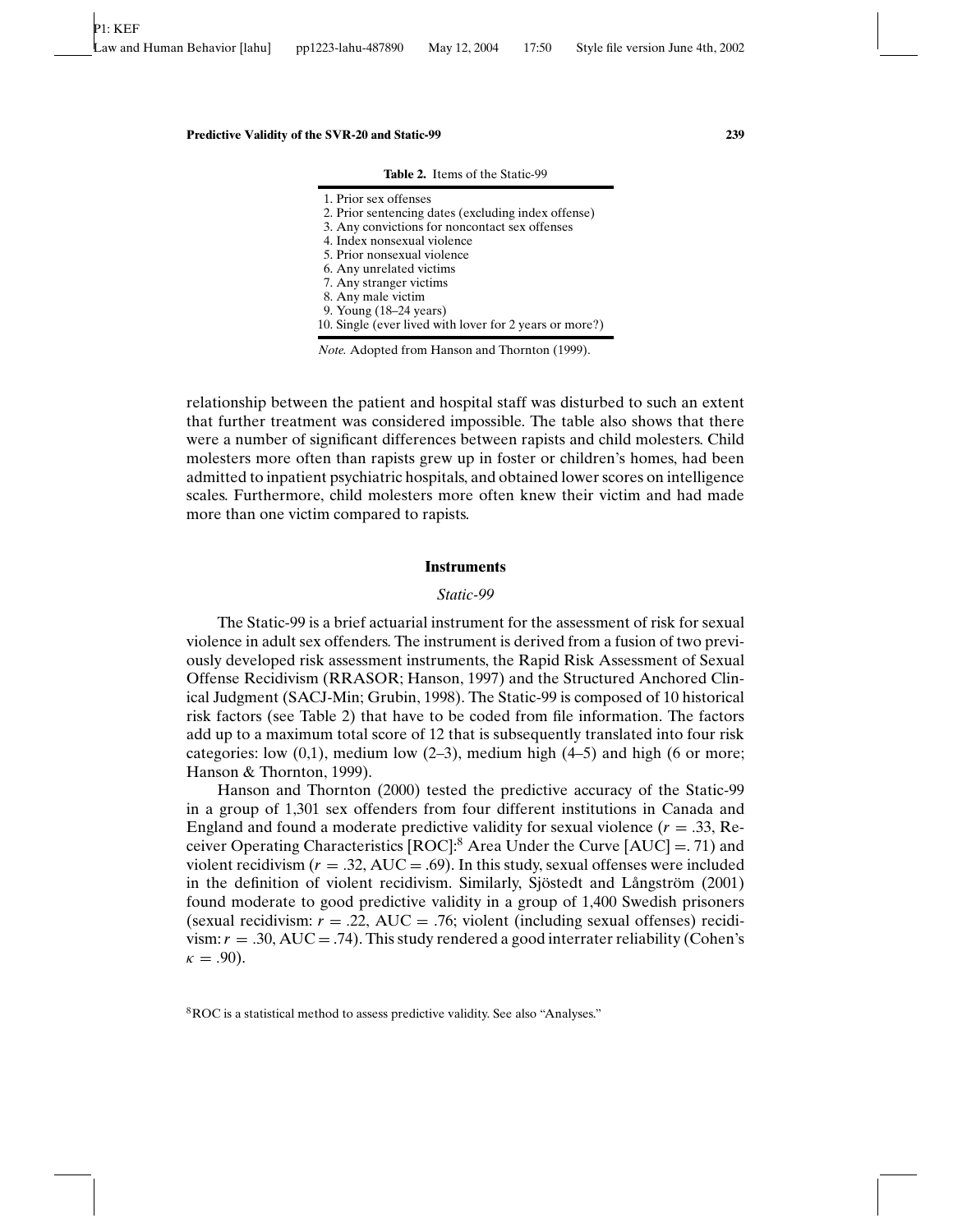**Table 2.** Items of the Static-99

| |
|---|
| 1. Prior sex offenses |
| 2. Prior sentencing dates (excluding index offense) |
| 3. Any convictions for noncontact sex offenses |
| 4. Index nonsexual violence |
| 5. Prior nonsexual violence |
| 6. Any unrelated victims |
| 7. Any stranger victims |
| 8. Any male victim |
| 9. Young (18–24 years) |
| 10. Single (ever lived with lover for 2 years or more?) |

*Note.* Adopted from Hanson and Thornton (1999).

relationship between the patient and hospital staff was disturbed to such an extent that further treatment was considered impossible. The table also shows that there were a number of significant differences between rapists and child molesters. Child molesters more often than rapists grew up in foster or children's homes, had been admitted to inpatient psychiatric hospitals, and obtained lower scores on intelligence scales. Furthermore, child molesters more often knew their victim and had made more than one victim compared to rapists.

## Instruments

### *Static-99*

The Static-99 is a brief actuarial instrument for the assessment of risk for sexual violence in adult sex offenders. The instrument is derived from a fusion of two previously developed risk assessment instruments, the Rapid Risk Assessment of Sexual Offense Recidivism (RRASOR; Hanson, 1997) and the Structured Anchored Clinical Judgment (SACJ-Min; Grubin, 1998). The Static-99 is composed of 10 historical risk factors (see Table 2) that have to be coded from file information. The factors add up to a maximum total score of 12 that is subsequently translated into four risk categories: low (0,1), medium low (2–3), medium high (4–5) and high (6 or more; Hanson & Thornton, 1999).

Hanson and Thornton (2000) tested the predictive accuracy of the Static-99 in a group of 1,301 sex offenders from four different institutions in Canada and England and found a moderate predictive validity for sexual violence ($r = .33$, Receiver Operating Characteristics [ROC]:[8] Area Under the Curve [AUC] $= .71$) and violent recidivism ($r = .32$, AUC $= .69$). In this study, sexual offenses were included in the definition of violent recidivism. Similarly, Sjöstedt and Långström (2001) found moderate to good predictive validity in a group of 1,400 Swedish prisoners (sexual recidivism: $r = .22$, AUC $= .76$; violent (including sexual offenses) recidivism: $r = .30$, AUC $= .74$). This study rendered a good interrater reliability (Cohen's $\kappa = .90$).

[8] ROC is a statistical method to assess predictive validity. See also "Analyses."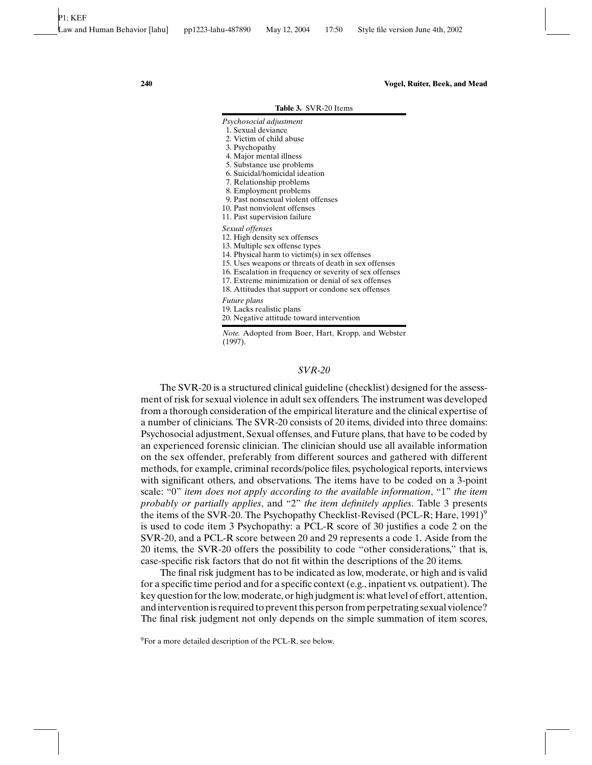**Table 3.** SVR-20 Items

| |
|---|
| *Psychosocial adjustment* |
| 1. Sexual deviance |
| 2. Victim of child abuse |
| 3. Psychopathy |
| 4. Major mental illness |
| 5. Substance use problems |
| 6. Suicidal/homicidal ideation |
| 7. Relationship problems |
| 8. Employment problems |
| 9. Past nonsexual violent offenses |
| 10. Past nonviolent offenses |
| 11. Past supervision failure |
| *Sexual offenses* |
| 12. High density sex offenses |
| 13. Multiple sex offense types |
| 14. Physical harm to victim(s) in sex offenses |
| 15. Uses weapons or threats of death in sex offenses |
| 16. Escalation in frequency or severity of sex offenses |
| 17. Extreme minimization or denial of sex offenses |
| 18. Attitudes that support or condone sex offenses |
| *Future plans* |
| 19. Lacks realistic plans |
| 20. Negative attitude toward intervention |

*Note.* Adopted from Boer, Hart, Kropp, and Webster (1997).

### *SVR-20*

The SVR-20 is a structured clinical guideline (checklist) designed for the assessment of risk for sexual violence in adult sex offenders. The instrument was developed from a thorough consideration of the empirical literature and the clinical expertise of a number of clinicians. The SVR-20 consists of 20 items, divided into three domains: Psychosocial adjustment, Sexual offenses, and Future plans, that have to be coded by an experienced forensic clinician. The clinician should use all available information on the sex offender, preferably from different sources and gathered with different methods, for example, criminal records/police files, psychological reports, interviews with significant others, and observations. The items have to be coded on a 3-point scale: "0" *item does not apply according to the available information*, "1" *the item probably or partially applies*, and "2" *the item definitely applies*. Table 3 presents the items of the SVR-20. The Psychopathy Checklist-Revised (PCL-R; Hare, 1991)[9] is used to code item 3 Psychopathy: a PCL-R score of 30 justifies a code 2 on the SVR-20, and a PCL-R score between 20 and 29 represents a code 1. Aside from the 20 items, the SVR-20 offers the possibility to code "other considerations," that is, case-specific risk factors that do not fit within the descriptions of the 20 items.

The final risk judgment has to be indicated as low, moderate, or high and is valid for a specific time period and for a specific context (e.g., inpatient vs. outpatient). The key question for the low, moderate, or high judgment is: what level of effort, attention, and intervention is required to prevent this person from perpetrating sexual violence? The final risk judgment not only depends on the simple summation of item scores,

[9] For a more detailed description of the PCL-R, see below.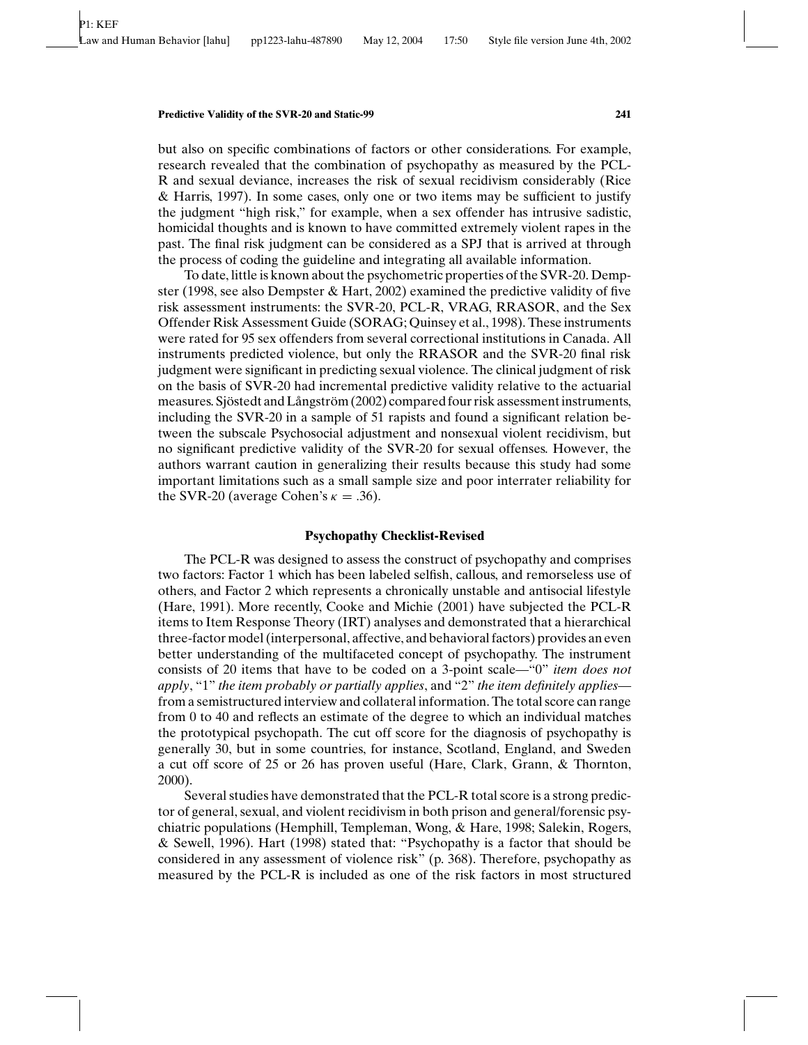but also on specific combinations of factors or other considerations. For example, research revealed that the combination of psychopathy as measured by the PCL-R and sexual deviance, increases the risk of sexual recidivism considerably (Rice & Harris, 1997). In some cases, only one or two items may be sufficient to justify the judgment "high risk," for example, when a sex offender has intrusive sadistic, homicidal thoughts and is known to have committed extremely violent rapes in the past. The final risk judgment can be considered as a SPJ that is arrived at through the process of coding the guideline and integrating all available information.

To date, little is known about the psychometric properties of the SVR-20. Dempster (1998, see also Dempster & Hart, 2002) examined the predictive validity of five risk assessment instruments: the SVR-20, PCL-R, VRAG, RRASOR, and the Sex Offender Risk Assessment Guide (SORAG; Quinsey et al., 1998). These instruments were rated for 95 sex offenders from several correctional institutions in Canada. All instruments predicted violence, but only the RRASOR and the SVR-20 final risk judgment were significant in predicting sexual violence. The clinical judgment of risk on the basis of SVR-20 had incremental predictive validity relative to the actuarial measures. Sjöstedt and Långström (2002) compared four risk assessment instruments, including the SVR-20 in a sample of 51 rapists and found a significant relation between the subscale Psychosocial adjustment and nonsexual violent recidivism, but no significant predictive validity of the SVR-20 for sexual offenses. However, the authors warrant caution in generalizing their results because this study had some important limitations such as a small sample size and poor interrater reliability for the SVR-20 (average Cohen's $\kappa = .36$).

## Psychopathy Checklist-Revised

The PCL-R was designed to assess the construct of psychopathy and comprises two factors: Factor 1 which has been labeled selfish, callous, and remorseless use of others, and Factor 2 which represents a chronically unstable and antisocial lifestyle (Hare, 1991). More recently, Cooke and Michie (2001) have subjected the PCL-R items to Item Response Theory (IRT) analyses and demonstrated that a hierarchical three-factor model (interpersonal, affective, and behavioral factors) provides an even better understanding of the multifaceted concept of psychopathy. The instrument consists of 20 items that have to be coded on a 3-point scale—"0" *item does not apply*, "1" *the item probably or partially applies*, and "2" *the item definitely applies*—from a semistructured interview and collateral information. The total score can range from 0 to 40 and reflects an estimate of the degree to which an individual matches the prototypical psychopath. The cut off score for the diagnosis of psychopathy is generally 30, but in some countries, for instance, Scotland, England, and Sweden a cut off score of 25 or 26 has proven useful (Hare, Clark, Grann, & Thornton, 2000).

Several studies have demonstrated that the PCL-R total score is a strong predictor of general, sexual, and violent recidivism in both prison and general/forensic psychiatric populations (Hemphill, Templeman, Wong, & Hare, 1998; Salekin, Rogers, & Sewell, 1996). Hart (1998) stated that: "Psychopathy is a factor that should be considered in any assessment of violence risk" (p. 368). Therefore, psychopathy as measured by the PCL-R is included as one of the risk factors in most structured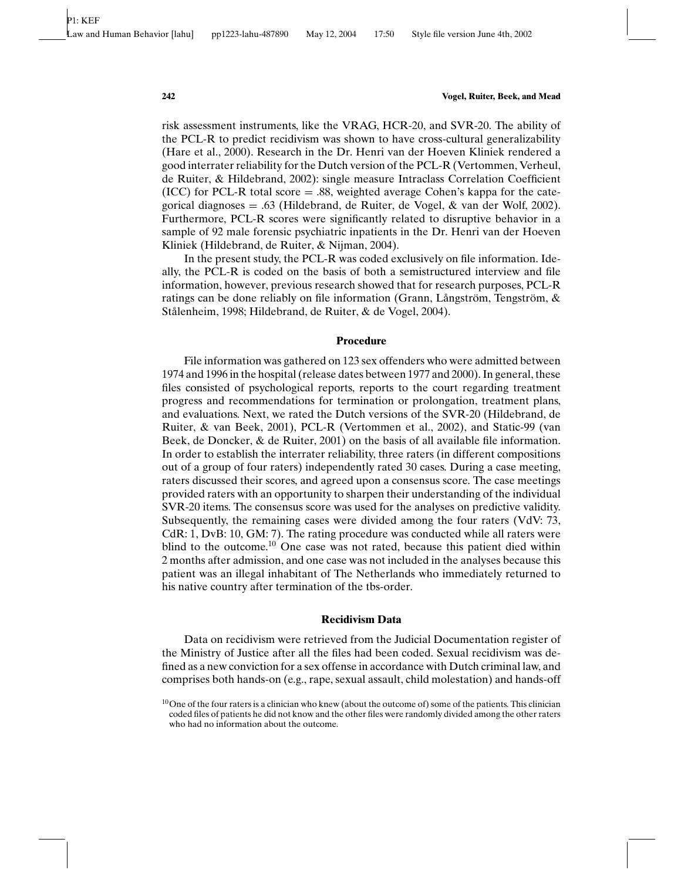risk assessment instruments, like the VRAG, HCR-20, and SVR-20. The ability of the PCL-R to predict recidivism was shown to have cross-cultural generalizability (Hare et al., 2000). Research in the Dr. Henri van der Hoeven Kliniek rendered a good interrater reliability for the Dutch version of the PCL-R (Vertommen, Verheul, de Ruiter, & Hildebrand, 2002): single measure Intraclass Correlation Coefficient (ICC) for PCL-R total score = .88, weighted average Cohen's kappa for the categorical diagnoses = .63 (Hildebrand, de Ruiter, de Vogel, & van der Wolf, 2002). Furthermore, PCL-R scores were significantly related to disruptive behavior in a sample of 92 male forensic psychiatric inpatients in the Dr. Henri van der Hoeven Kliniek (Hildebrand, de Ruiter, & Nijman, 2004).

In the present study, the PCL-R was coded exclusively on file information. Ideally, the PCL-R is coded on the basis of both a semistructured interview and file information, however, previous research showed that for research purposes, PCL-R ratings can be done reliably on file information (Grann, Långström, Tengström, & Stålenheim, 1998; Hildebrand, de Ruiter, & de Vogel, 2004).

## Procedure

File information was gathered on 123 sex offenders who were admitted between 1974 and 1996 in the hospital (release dates between 1977 and 2000). In general, these files consisted of psychological reports, reports to the court regarding treatment progress and recommendations for termination or prolongation, treatment plans, and evaluations. Next, we rated the Dutch versions of the SVR-20 (Hildebrand, de Ruiter, & van Beek, 2001), PCL-R (Vertommen et al., 2002), and Static-99 (van Beek, de Doncker, & de Ruiter, 2001) on the basis of all available file information. In order to establish the interrater reliability, three raters (in different compositions out of a group of four raters) independently rated 30 cases. During a case meeting, raters discussed their scores, and agreed upon a consensus score. The case meetings provided raters with an opportunity to sharpen their understanding of the individual SVR-20 items. The consensus score was used for the analyses on predictive validity. Subsequently, the remaining cases were divided among the four raters (VdV: 73, CdR: 1, DvB: 10, GM: 7). The rating procedure was conducted while all raters were blind to the outcome.[10] One case was not rated, because this patient died within 2 months after admission, and one case was not included in the analyses because this patient was an illegal inhabitant of The Netherlands who immediately returned to his native country after termination of the tbs-order.

## Recidivism Data

Data on recidivism were retrieved from the Judicial Documentation register of the Ministry of Justice after all the files had been coded. Sexual recidivism was defined as a new conviction for a sex offense in accordance with Dutch criminal law, and comprises both hands-on (e.g., rape, sexual assault, child molestation) and hands-off

[10]One of the four raters is a clinician who knew (about the outcome of) some of the patients. This clinician coded files of patients he did not know and the other files were randomly divided among the other raters who had no information about the outcome.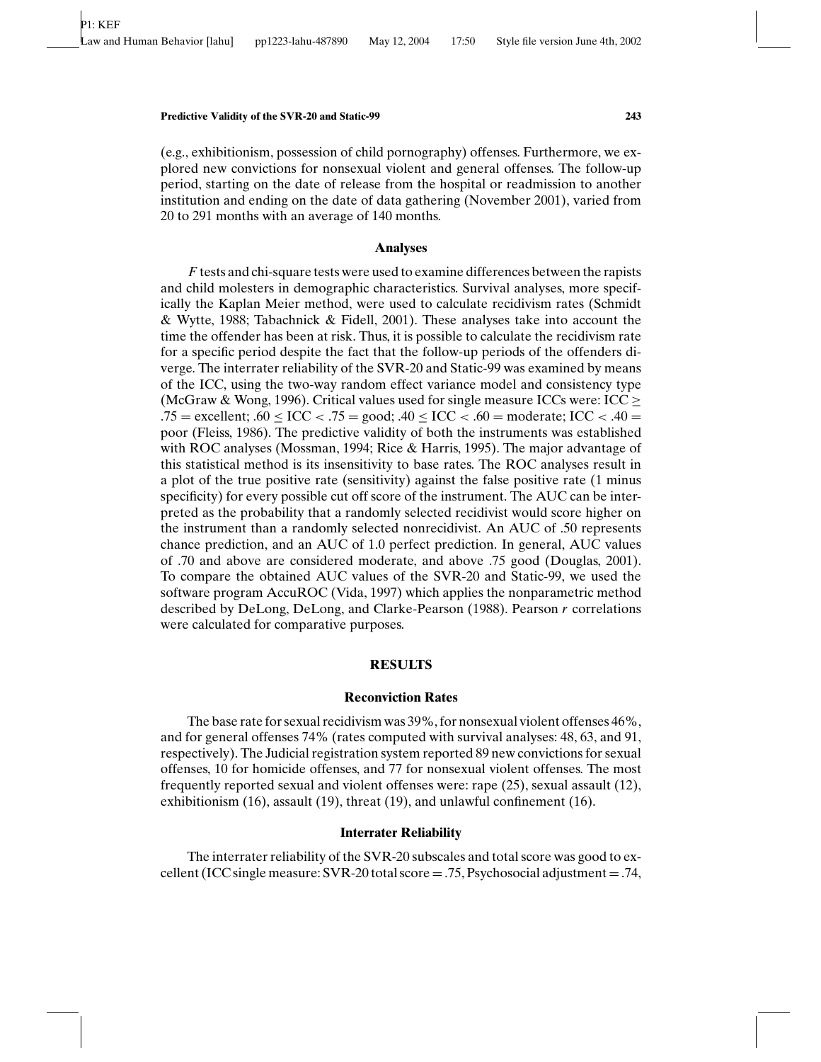(e.g., exhibitionism, possession of child pornography) offenses. Furthermore, we explored new convictions for nonsexual violent and general offenses. The follow-up period, starting on the date of release from the hospital or readmission to another institution and ending on the date of data gathering (November 2001), varied from 20 to 291 months with an average of 140 months.

### Analyses

*F* tests and chi-square tests were used to examine differences between the rapists and child molesters in demographic characteristics. Survival analyses, more specifically the Kaplan Meier method, were used to calculate recidivism rates (Schmidt & Wytte, 1988; Tabachnick & Fidell, 2001). These analyses take into account the time the offender has been at risk. Thus, it is possible to calculate the recidivism rate for a specific period despite the fact that the follow-up periods of the offenders diverge. The interrater reliability of the SVR-20 and Static-99 was examined by means of the ICC, using the two-way random effect variance model and consistency type (McGraw & Wong, 1996). Critical values used for single measure ICCs were: ICC $\geq$ .75 = excellent; .60 $\leq$ ICC $<$ .75 = good; .40 $\leq$ ICC $<$ .60 = moderate; ICC $<$ .40 = poor (Fleiss, 1986). The predictive validity of both the instruments was established with ROC analyses (Mossman, 1994; Rice & Harris, 1995). The major advantage of this statistical method is its insensitivity to base rates. The ROC analyses result in a plot of the true positive rate (sensitivity) against the false positive rate (1 minus specificity) for every possible cut off score of the instrument. The AUC can be interpreted as the probability that a randomly selected recidivist would score higher on the instrument than a randomly selected nonrecidivist. An AUC of .50 represents chance prediction, and an AUC of 1.0 perfect prediction. In general, AUC values of .70 and above are considered moderate, and above .75 good (Douglas, 2001). To compare the obtained AUC values of the SVR-20 and Static-99, we used the software program AccuROC (Vida, 1997) which applies the nonparametric method described by DeLong, DeLong, and Clarke-Pearson (1988). Pearson *r* correlations were calculated for comparative purposes.

## RESULTS

### Reconviction Rates

The base rate for sexual recidivism was 39%, for nonsexual violent offenses 46%, and for general offenses 74% (rates computed with survival analyses: 48, 63, and 91, respectively). The Judicial registration system reported 89 new convictions for sexual offenses, 10 for homicide offenses, and 77 for nonsexual violent offenses. The most frequently reported sexual and violent offenses were: rape (25), sexual assault (12), exhibitionism (16), assault (19), threat (19), and unlawful confinement (16).

### Interrater Reliability

The interrater reliability of the SVR-20 subscales and total score was good to excellent (ICC single measure: SVR-20 total score = .75, Psychosocial adjustment = .74,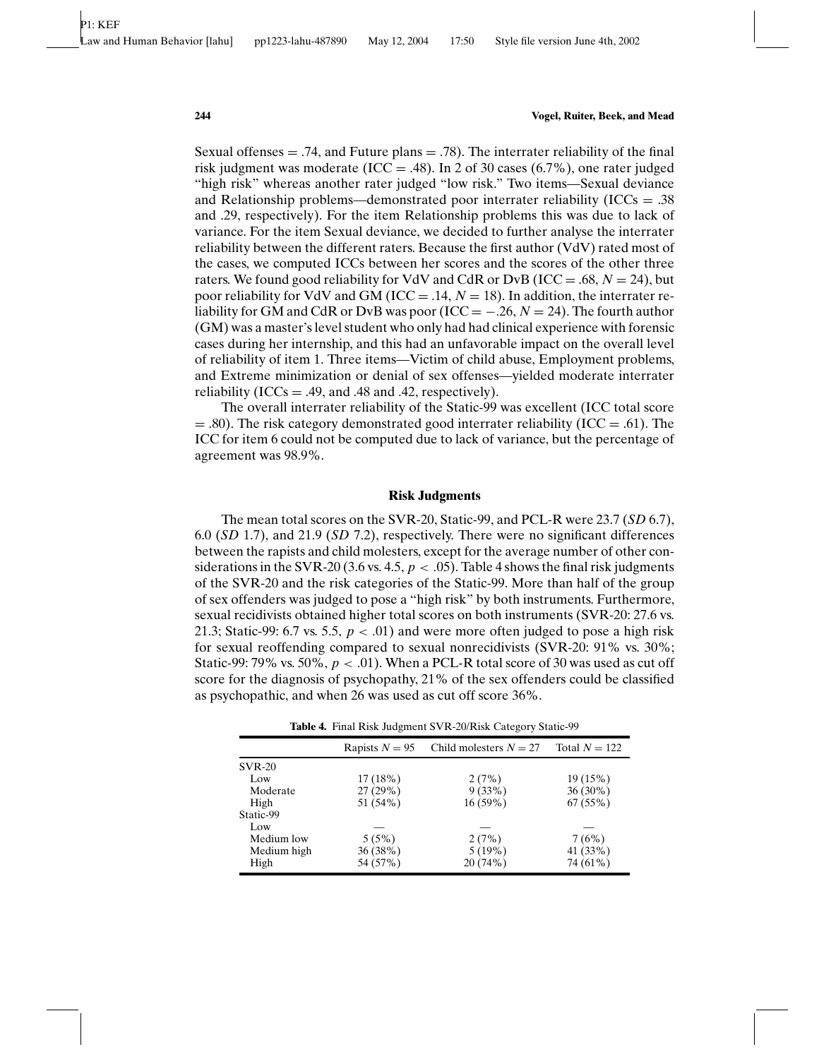Sexual offenses = .74, and Future plans = .78). The interrater reliability of the final risk judgment was moderate (ICC = .48). In 2 of 30 cases (6.7%), one rater judged "high risk" whereas another rater judged "low risk." Two items—Sexual deviance and Relationship problems—demonstrated poor interrater reliability (ICCs = .38 and .29, respectively). For the item Relationship problems this was due to lack of variance. For the item Sexual deviance, we decided to further analyse the interrater reliability between the different raters. Because the first author (VdV) rated most of the cases, we computed ICCs between her scores and the scores of the other three raters. We found good reliability for VdV and CdR or DvB (ICC = .68, $N = 24$), but poor reliability for VdV and GM (ICC = .14, $N = 18$). In addition, the interrater reliability for GM and CdR or DvB was poor (ICC = −.26, $N = 24$). The fourth author (GM) was a master's level student who only had had clinical experience with forensic cases during her internship, and this had an unfavorable impact on the overall level of reliability of item 1. Three items—Victim of child abuse, Employment problems, and Extreme minimization or denial of sex offenses—yielded moderate interrater reliability (ICCs = .49, and .48 and .42, respectively).

The overall interrater reliability of the Static-99 was excellent (ICC total score = .80). The risk category demonstrated good interrater reliability (ICC = .61). The ICC for item 6 could not be computed due to lack of variance, but the percentage of agreement was 98.9%.

## Risk Judgments

The mean total scores on the SVR-20, Static-99, and PCL-R were 23.7 (*SD* 6.7), 6.0 (*SD* 1.7), and 21.9 (*SD* 7.2), respectively. There were no significant differences between the rapists and child molesters, except for the average number of other considerations in the SVR-20 (3.6 vs. 4.5, $p < .05$). Table 4 shows the final risk judgments of the SVR-20 and the risk categories of the Static-99. More than half of the group of sex offenders was judged to pose a "high risk" by both instruments. Furthermore, sexual recidivists obtained higher total scores on both instruments (SVR-20: 27.6 vs. 21.3; Static-99: 6.7 vs. 5.5, $p < .01$) and were more often judged to pose a high risk for sexual reoffending compared to sexual nonrecidivists (SVR-20: 91% vs. 30%; Static-99: 79% vs. 50%, $p < .01$). When a PCL-R total score of 30 was used as cut off score for the diagnosis of psychopathy, 21% of the sex offenders could be classified as psychopathic, and when 26 was used as cut off score 36%.

**Table 4.** Final Risk Judgment SVR-20/Risk Category Static-99

| | Rapists $N = 95$ | Child molesters $N = 27$ | Total $N = 122$ |
|---|---|---|---|
| SVR-20 | | | |
| Low | 17 (18%) | 2 (7%) | 19 (15%) |
| Moderate | 27 (29%) | 9 (33%) | 36 (30%) |
| High | 51 (54%) | 16 (59%) | 67 (55%) |
| Static-99 | | | |
| Low | — | — | — |
| Medium low | 5 (5%) | 2 (7%) | 7 (6%) |
| Medium high | 36 (38%) | 5 (19%) | 41 (33%) |
| High | 54 (57%) | 20 (74%) | 74 (61%) |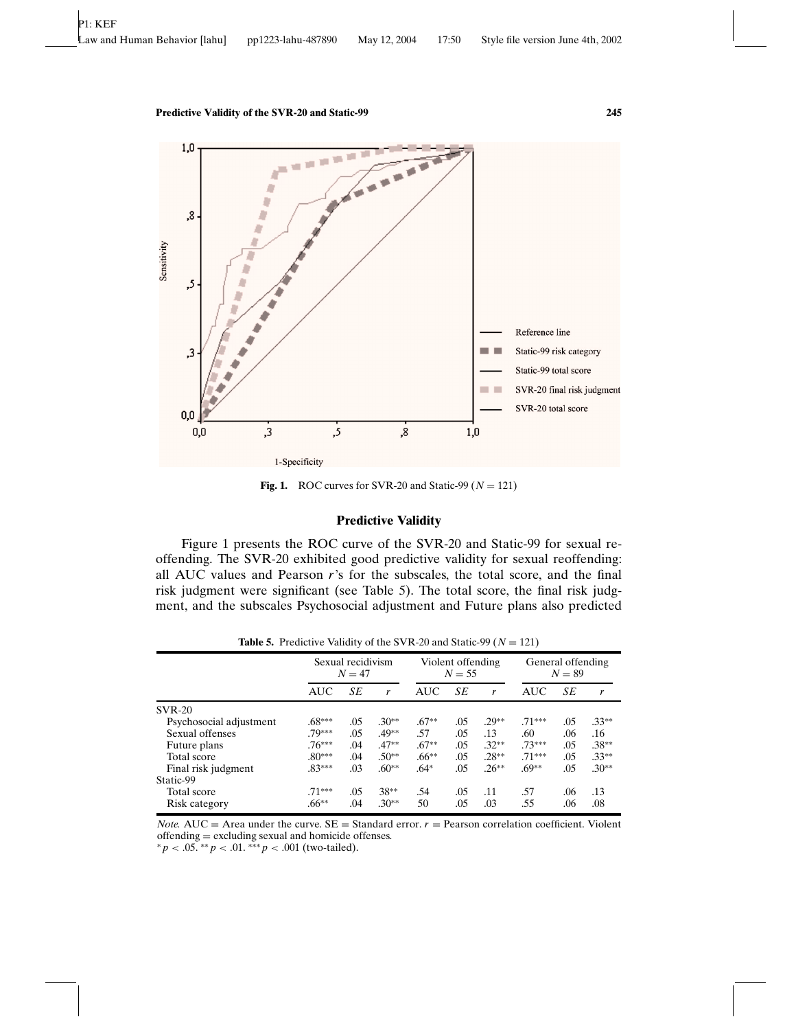**Fig. 1.** ROC curves for SVR-20 and Static-99 ($N = 121$)

## Predictive Validity

Figure 1 presents the ROC curve of the SVR-20 and Static-99 for sexual reoffending. The SVR-20 exhibited good predictive validity for sexual reoffending: all AUC values and Pearson *r*'s for the subscales, the total score, and the final risk judgment were significant (see Table 5). The total score, the final risk judgment, and the subscales Psychosocial adjustment and Future plans also predicted

**Table 5.** Predictive Validity of the SVR-20 and Static-99 ($N = 121$)

| | Sexual recidivism $N = 47$ | | | Violent offending $N = 55$ | | | General offending $N = 89$ | | |
|---|---|---|---|---|---|---|---|---|---|
| | AUC | *SE* | *r* | AUC | *SE* | *r* | AUC | *SE* | *r* |
| SVR-20 | | | | | | | | | |
| Psychosocial adjustment | .68*** | .05 | .30** | .67** | .05 | .29** | .71*** | .05 | .33** |
| Sexual offenses | .79*** | .05 | .49** | .57 | .05 | .13 | .60 | .06 | .16 |
| Future plans | .76*** | .04 | .47** | .67** | .05 | .32** | .73*** | .05 | .38** |
| Total score | .80*** | .04 | .50** | .66** | .05 | .28** | .71*** | .05 | .33** |
| Final risk judgment | .83*** | .03 | .60** | .64* | .05 | .26** | .69** | .05 | .30** |
| Static-99 | | | | | | | | | |
| Total score | .71*** | .05 | 38** | .54 | .05 | .11 | .57 | .06 | .13 |
| Risk category | .66** | .04 | .30** | 50 | .05 | .03 | .55 | .06 | .08 |

*Note.* AUC = Area under the curve. SE = Standard error. *r* = Pearson correlation coefficient. Violent offending = excluding sexual and homicide offenses.
*$p < .05$. **$p < .01$. ***$p < .001$ (two-tailed).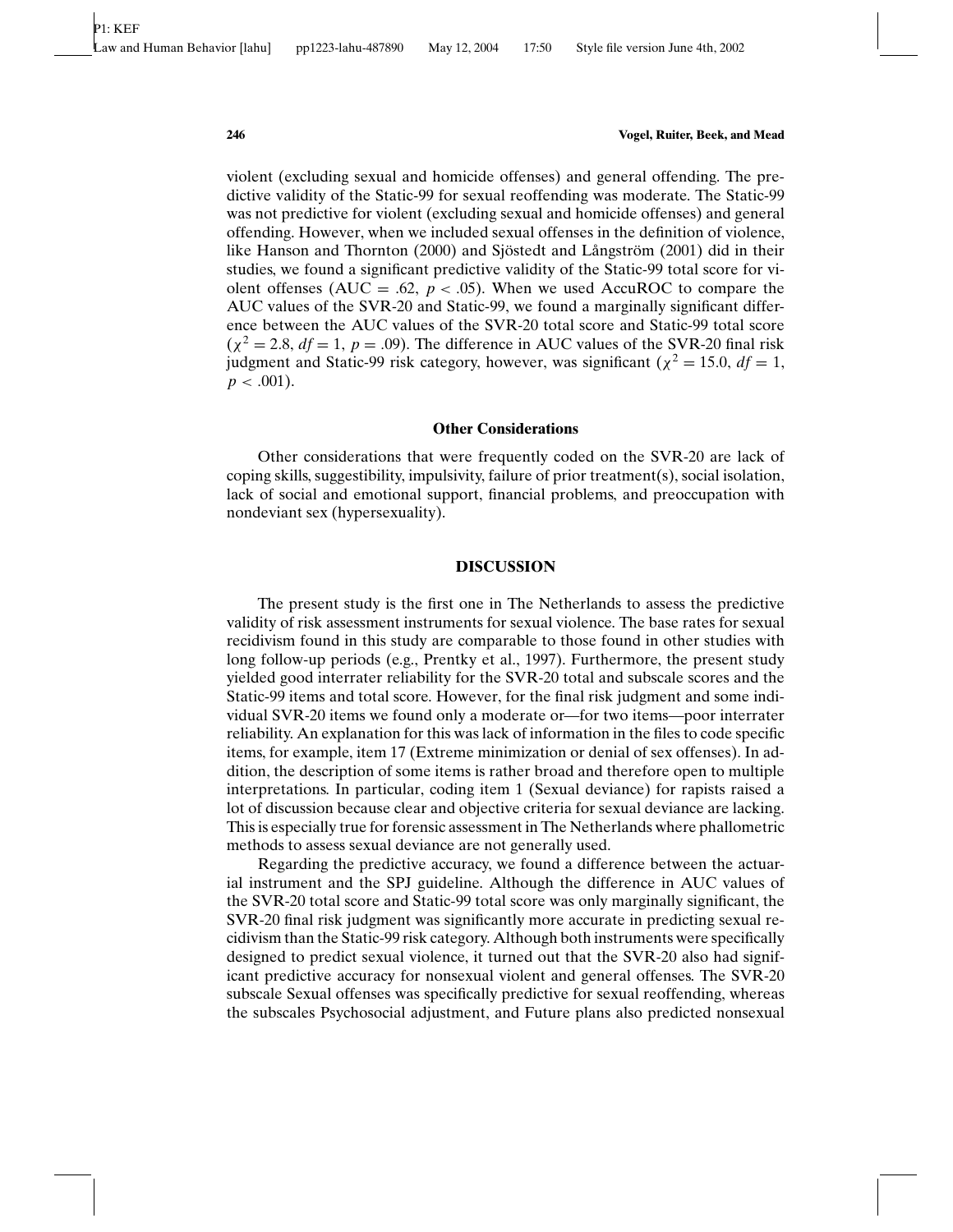violent (excluding sexual and homicide offenses) and general offending. The predictive validity of the Static-99 for sexual reoffending was moderate. The Static-99 was not predictive for violent (excluding sexual and homicide offenses) and general offending. However, when we included sexual offenses in the definition of violence, like Hanson and Thornton (2000) and Sjöstedt and Långström (2001) did in their studies, we found a significant predictive validity of the Static-99 total score for violent offenses (AUC = .62, $p < .05$). When we used AccuROC to compare the AUC values of the SVR-20 and Static-99, we found a marginally significant difference between the AUC values of the SVR-20 total score and Static-99 total score ($\chi^2 = 2.8$, $df = 1$, $p = .09$). The difference in AUC values of the SVR-20 final risk judgment and Static-99 risk category, however, was significant ($\chi^2 = 15.0$, $df = 1$, $p < .001$).

### Other Considerations

Other considerations that were frequently coded on the SVR-20 are lack of coping skills, suggestibility, impulsivity, failure of prior treatment(s), social isolation, lack of social and emotional support, financial problems, and preoccupation with nondeviant sex (hypersexuality).

## DISCUSSION

The present study is the first one in The Netherlands to assess the predictive validity of risk assessment instruments for sexual violence. The base rates for sexual recidivism found in this study are comparable to those found in other studies with long follow-up periods (e.g., Prentky et al., 1997). Furthermore, the present study yielded good interrater reliability for the SVR-20 total and subscale scores and the Static-99 items and total score. However, for the final risk judgment and some individual SVR-20 items we found only a moderate or—for two items—poor interrater reliability. An explanation for this was lack of information in the files to code specific items, for example, item 17 (Extreme minimization or denial of sex offenses). In addition, the description of some items is rather broad and therefore open to multiple interpretations. In particular, coding item 1 (Sexual deviance) for rapists raised a lot of discussion because clear and objective criteria for sexual deviance are lacking. This is especially true for forensic assessment in The Netherlands where phallometric methods to assess sexual deviance are not generally used.

Regarding the predictive accuracy, we found a difference between the actuarial instrument and the SPJ guideline. Although the difference in AUC values of the SVR-20 total score and Static-99 total score was only marginally significant, the SVR-20 final risk judgment was significantly more accurate in predicting sexual recidivism than the Static-99 risk category. Although both instruments were specifically designed to predict sexual violence, it turned out that the SVR-20 also had significant predictive accuracy for nonsexual violent and general offenses. The SVR-20 subscale Sexual offenses was specifically predictive for sexual reoffending, whereas the subscales Psychosocial adjustment, and Future plans also predicted nonsexual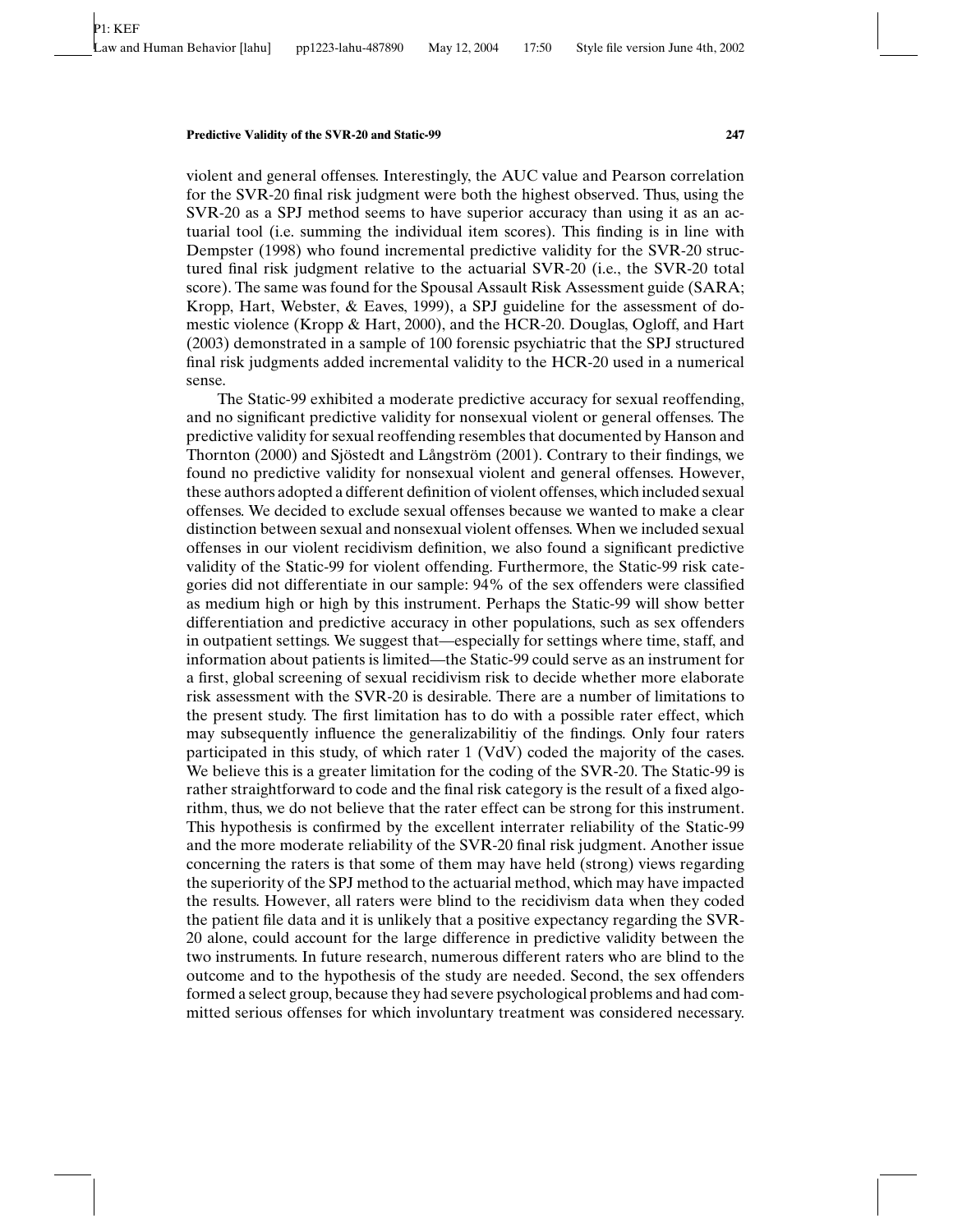violent and general offenses. Interestingly, the AUC value and Pearson correlation for the SVR-20 final risk judgment were both the highest observed. Thus, using the SVR-20 as a SPJ method seems to have superior accuracy than using it as an actuarial tool (i.e. summing the individual item scores). This finding is in line with Dempster (1998) who found incremental predictive validity for the SVR-20 structured final risk judgment relative to the actuarial SVR-20 (i.e., the SVR-20 total score). The same was found for the Spousal Assault Risk Assessment guide (SARA; Kropp, Hart, Webster, & Eaves, 1999), a SPJ guideline for the assessment of domestic violence (Kropp & Hart, 2000), and the HCR-20. Douglas, Ogloff, and Hart (2003) demonstrated in a sample of 100 forensic psychiatric that the SPJ structured final risk judgments added incremental validity to the HCR-20 used in a numerical sense.

The Static-99 exhibited a moderate predictive accuracy for sexual reoffending, and no significant predictive validity for nonsexual violent or general offenses. The predictive validity for sexual reoffending resembles that documented by Hanson and Thornton (2000) and Sjöstedt and Långström (2001). Contrary to their findings, we found no predictive validity for nonsexual violent and general offenses. However, these authors adopted a different definition of violent offenses, which included sexual offenses. We decided to exclude sexual offenses because we wanted to make a clear distinction between sexual and nonsexual violent offenses. When we included sexual offenses in our violent recidivism definition, we also found a significant predictive validity of the Static-99 for violent offending. Furthermore, the Static-99 risk categories did not differentiate in our sample: 94% of the sex offenders were classified as medium high or high by this instrument. Perhaps the Static-99 will show better differentiation and predictive accuracy in other populations, such as sex offenders in outpatient settings. We suggest that—especially for settings where time, staff, and information about patients is limited—the Static-99 could serve as an instrument for a first, global screening of sexual recidivism risk to decide whether more elaborate risk assessment with the SVR-20 is desirable. There are a number of limitations to the present study. The first limitation has to do with a possible rater effect, which may subsequently influence the generalizabilitiy of the findings. Only four raters participated in this study, of which rater 1 (VdV) coded the majority of the cases. We believe this is a greater limitation for the coding of the SVR-20. The Static-99 is rather straightforward to code and the final risk category is the result of a fixed algorithm, thus, we do not believe that the rater effect can be strong for this instrument. This hypothesis is confirmed by the excellent interrater reliability of the Static-99 and the more moderate reliability of the SVR-20 final risk judgment. Another issue concerning the raters is that some of them may have held (strong) views regarding the superiority of the SPJ method to the actuarial method, which may have impacted the results. However, all raters were blind to the recidivism data when they coded the patient file data and it is unlikely that a positive expectancy regarding the SVR-20 alone, could account for the large difference in predictive validity between the two instruments. In future research, numerous different raters who are blind to the outcome and to the hypothesis of the study are needed. Second, the sex offenders formed a select group, because they had severe psychological problems and had committed serious offenses for which involuntary treatment was considered necessary.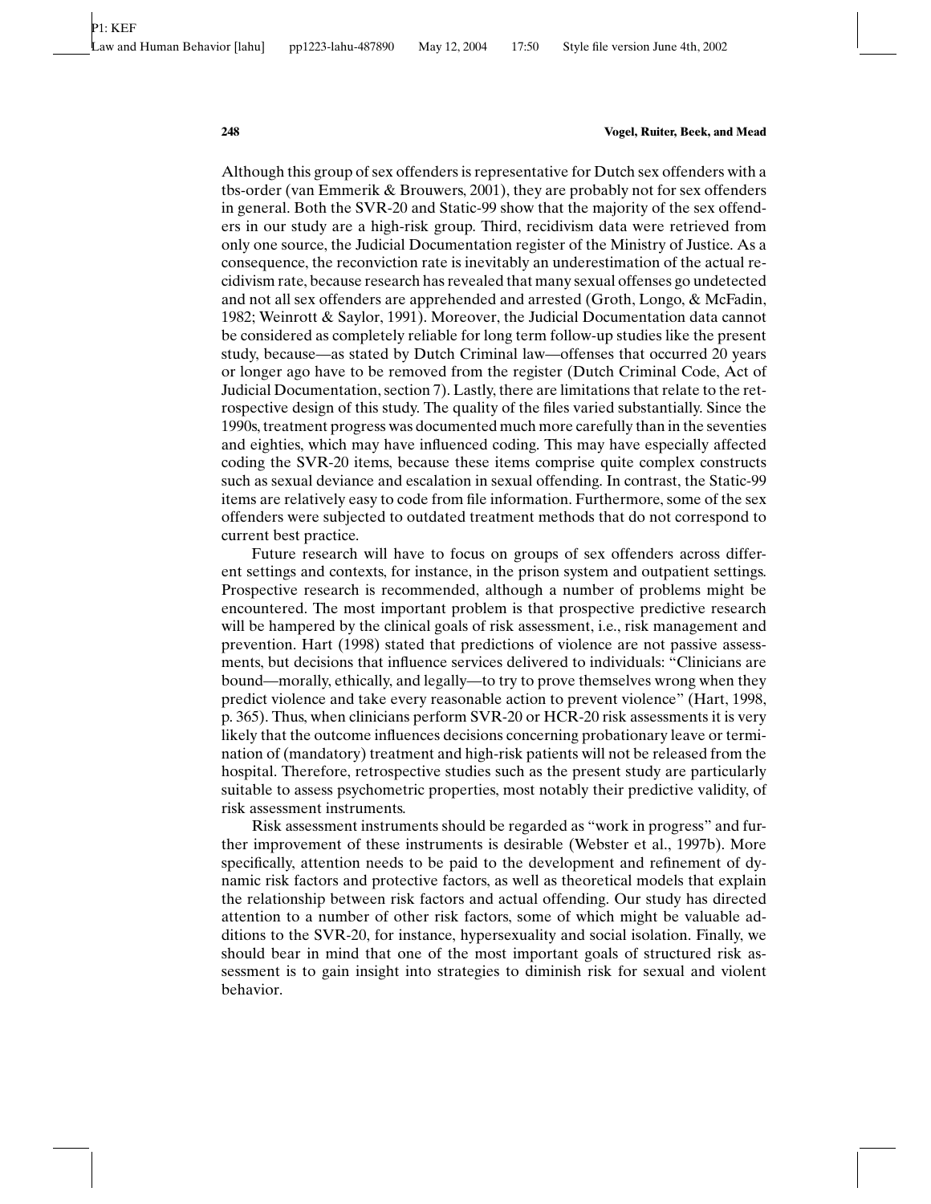Although this group of sex offenders is representative for Dutch sex offenders with a tbs-order (van Emmerik & Brouwers, 2001), they are probably not for sex offenders in general. Both the SVR-20 and Static-99 show that the majority of the sex offenders in our study are a high-risk group. Third, recidivism data were retrieved from only one source, the Judicial Documentation register of the Ministry of Justice. As a consequence, the reconviction rate is inevitably an underestimation of the actual recidivism rate, because research has revealed that many sexual offenses go undetected and not all sex offenders are apprehended and arrested (Groth, Longo, & McFadin, 1982; Weinrott & Saylor, 1991). Moreover, the Judicial Documentation data cannot be considered as completely reliable for long term follow-up studies like the present study, because—as stated by Dutch Criminal law—offenses that occurred 20 years or longer ago have to be removed from the register (Dutch Criminal Code, Act of Judicial Documentation, section 7). Lastly, there are limitations that relate to the retrospective design of this study. The quality of the files varied substantially. Since the 1990s, treatment progress was documented much more carefully than in the seventies and eighties, which may have influenced coding. This may have especially affected coding the SVR-20 items, because these items comprise quite complex constructs such as sexual deviance and escalation in sexual offending. In contrast, the Static-99 items are relatively easy to code from file information. Furthermore, some of the sex offenders were subjected to outdated treatment methods that do not correspond to current best practice.

Future research will have to focus on groups of sex offenders across different settings and contexts, for instance, in the prison system and outpatient settings. Prospective research is recommended, although a number of problems might be encountered. The most important problem is that prospective predictive research will be hampered by the clinical goals of risk assessment, i.e., risk management and prevention. Hart (1998) stated that predictions of violence are not passive assessments, but decisions that influence services delivered to individuals: "Clinicians are bound—morally, ethically, and legally—to try to prove themselves wrong when they predict violence and take every reasonable action to prevent violence" (Hart, 1998, p. 365). Thus, when clinicians perform SVR-20 or HCR-20 risk assessments it is very likely that the outcome influences decisions concerning probationary leave or termination of (mandatory) treatment and high-risk patients will not be released from the hospital. Therefore, retrospective studies such as the present study are particularly suitable to assess psychometric properties, most notably their predictive validity, of risk assessment instruments.

Risk assessment instruments should be regarded as "work in progress" and further improvement of these instruments is desirable (Webster et al., 1997b). More specifically, attention needs to be paid to the development and refinement of dynamic risk factors and protective factors, as well as theoretical models that explain the relationship between risk factors and actual offending. Our study has directed attention to a number of other risk factors, some of which might be valuable additions to the SVR-20, for instance, hypersexuality and social isolation. Finally, we should bear in mind that one of the most important goals of structured risk assessment is to gain insight into strategies to diminish risk for sexual and violent behavior.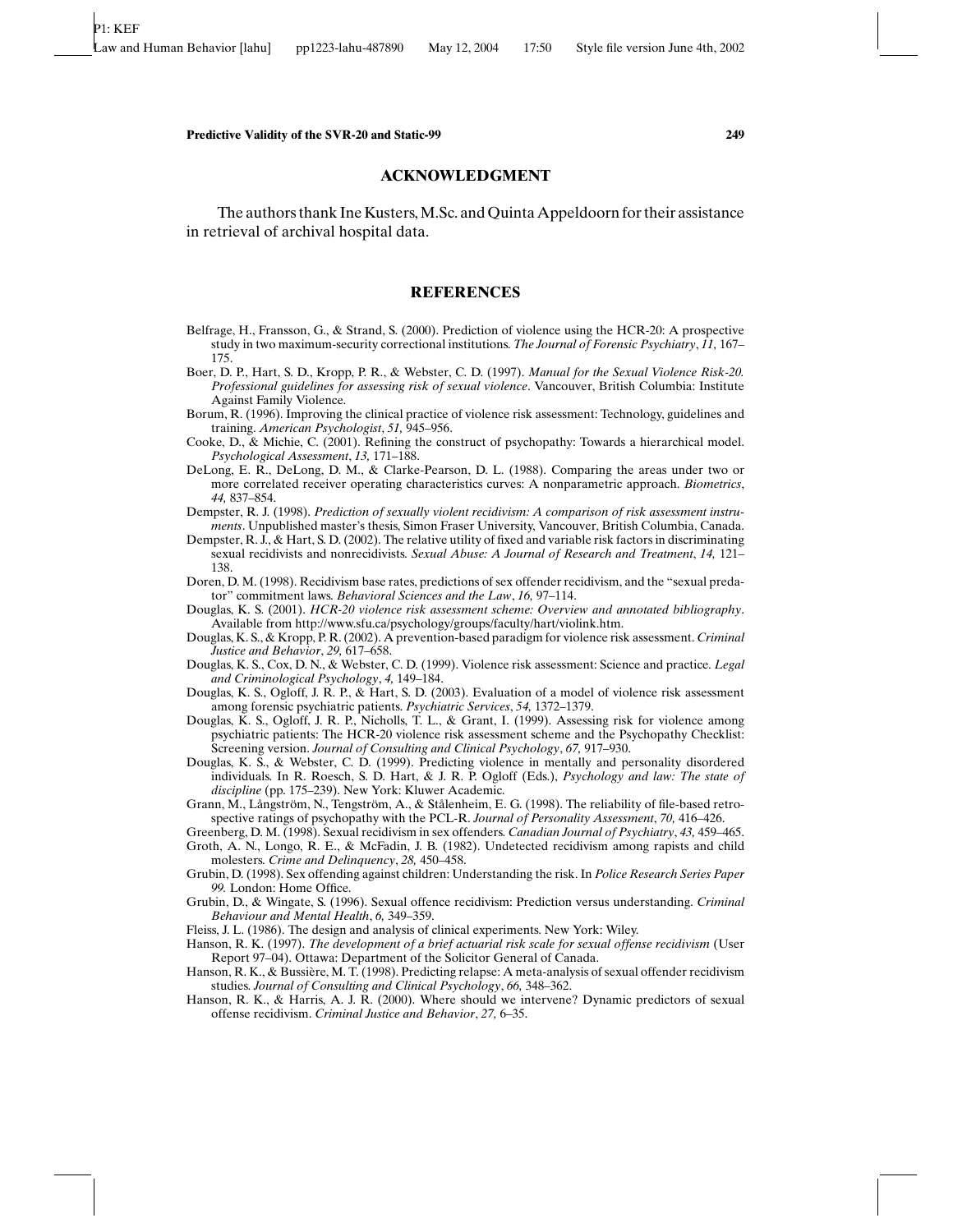## ACKNOWLEDGMENT

The authors thank Ine Kusters, M.Sc. and Quinta Appeldoorn for their assistance in retrieval of archival hospital data.

## REFERENCES

Belfrage, H., Fransson, G., & Strand, S. (2000). Prediction of violence using the HCR-20: A prospective study in two maximum-security correctional institutions. *The Journal of Forensic Psychiatry*, *11,* 167–175.

Boer, D. P., Hart, S. D., Kropp, P. R., & Webster, C. D. (1997). *Manual for the Sexual Violence Risk-20. Professional guidelines for assessing risk of sexual violence*. Vancouver, British Columbia: Institute Against Family Violence.

Borum, R. (1996). Improving the clinical practice of violence risk assessment: Technology, guidelines and training. *American Psychologist*, *51,* 945–956.

Cooke, D., & Michie, C. (2001). Refining the construct of psychopathy: Towards a hierarchical model. *Psychological Assessment*, *13,* 171–188.

DeLong, E. R., DeLong, D. M., & Clarke-Pearson, D. L. (1988). Comparing the areas under two or more correlated receiver operating characteristics curves: A nonparametric approach. *Biometrics*, *44,* 837–854.

Dempster, R. J. (1998). *Prediction of sexually violent recidivism: A comparison of risk assessment instruments*. Unpublished master's thesis, Simon Fraser University, Vancouver, British Columbia, Canada.

Dempster, R. J., & Hart, S. D. (2002). The relative utility of fixed and variable risk factors in discriminating sexual recidivists and nonrecidivists. *Sexual Abuse: A Journal of Research and Treatment*, *14,* 121–138.

Doren, D. M. (1998). Recidivism base rates, predictions of sex offender recidivism, and the "sexual predator" commitment laws. *Behavioral Sciences and the Law*, *16,* 97–114.

Douglas, K. S. (2001). *HCR-20 violence risk assessment scheme: Overview and annotated bibliography*. Available from http://www.sfu.ca/psychology/groups/faculty/hart/violink.htm.

Douglas, K. S., & Kropp, P. R. (2002). A prevention-based paradigm for violence risk assessment. *Criminal Justice and Behavior*, *29,* 617–658.

Douglas, K. S., Cox, D. N., & Webster, C. D. (1999). Violence risk assessment: Science and practice. *Legal and Criminological Psychology*, *4,* 149–184.

Douglas, K. S., Ogloff, J. R. P., & Hart, S. D. (2003). Evaluation of a model of violence risk assessment among forensic psychiatric patients. *Psychiatric Services*, *54,* 1372–1379.

Douglas, K. S., Ogloff, J. R. P., Nicholls, T. L., & Grant, I. (1999). Assessing risk for violence among psychiatric patients: The HCR-20 violence risk assessment scheme and the Psychopathy Checklist: Screening version. *Journal of Consulting and Clinical Psychology*, *67,* 917–930.

Douglas, K. S., & Webster, C. D. (1999). Predicting violence in mentally and personality disordered individuals. In R. Roesch, S. D. Hart, & J. R. P. Ogloff (Eds.), *Psychology and law: The state of discipline* (pp. 175–239). New York: Kluwer Academic.

Grann, M., Långström, N., Tengström, A., & Stålenheim, E. G. (1998). The reliability of file-based retrospective ratings of psychopathy with the PCL-R. *Journal of Personality Assessment*, *70,* 416–426.

Greenberg, D. M. (1998). Sexual recidivism in sex offenders. *Canadian Journal of Psychiatry*, *43,* 459–465.

Groth, A. N., Longo, R. E., & McFadin, J. B. (1982). Undetected recidivism among rapists and child molesters. *Crime and Delinquency*, *28,* 450–458.

Grubin, D. (1998). Sex offending against children: Understanding the risk. In *Police Research Series Paper 99.* London: Home Office.

Grubin, D., & Wingate, S. (1996). Sexual offence recidivism: Prediction versus understanding. *Criminal Behaviour and Mental Health*, *6,* 349–359.

Fleiss, J. L. (1986). The design and analysis of clinical experiments. New York: Wiley.

Hanson, R. K. (1997). *The development of a brief actuarial risk scale for sexual offense recidivism* (User Report 97–04). Ottawa: Department of the Solicitor General of Canada.

Hanson, R. K., & Bussière, M. T. (1998). Predicting relapse: A meta-analysis of sexual offender recidivism studies. *Journal of Consulting and Clinical Psychology*, *66,* 348–362.

Hanson, R. K., & Harris, A. J. R. (2000). Where should we intervene? Dynamic predictors of sexual offense recidivism. *Criminal Justice and Behavior*, *27,* 6–35.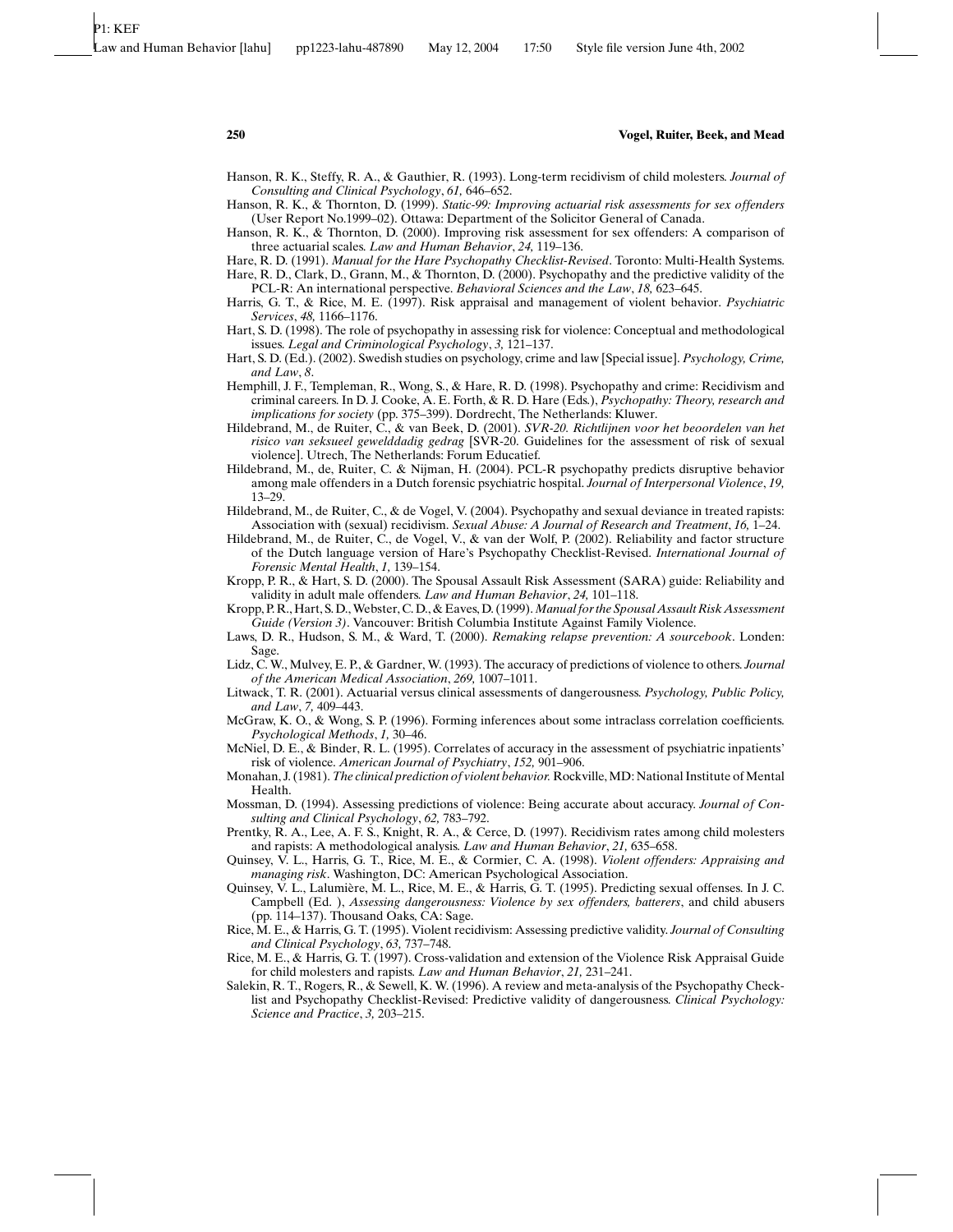Hanson, R. K., Steffy, R. A., & Gauthier, R. (1993). Long-term recidivism of child molesters. *Journal of Consulting and Clinical Psychology*, *61,* 646–652.

Hanson, R. K., & Thornton, D. (1999). *Static-99: Improving actuarial risk assessments for sex offenders* (User Report No.1999–02). Ottawa: Department of the Solicitor General of Canada.

Hanson, R. K., & Thornton, D. (2000). Improving risk assessment for sex offenders: A comparison of three actuarial scales. *Law and Human Behavior*, *24,* 119–136.

Hare, R. D. (1991). *Manual for the Hare Psychopathy Checklist-Revised*. Toronto: Multi-Health Systems.

Hare, R. D., Clark, D., Grann, M., & Thornton, D. (2000). Psychopathy and the predictive validity of the PCL-R: An international perspective. *Behavioral Sciences and the Law*, *18,* 623–645.

Harris, G. T., & Rice, M. E. (1997). Risk appraisal and management of violent behavior. *Psychiatric Services*, *48,* 1166–1176.

Hart, S. D. (1998). The role of psychopathy in assessing risk for violence: Conceptual and methodological issues. *Legal and Criminological Psychology*, *3,* 121–137.

Hart, S. D. (Ed.). (2002). Swedish studies on psychology, crime and law [Special issue]. *Psychology, Crime, and Law*, *8*.

Hemphill, J. F., Templeman, R., Wong, S., & Hare, R. D. (1998). Psychopathy and crime: Recidivism and criminal careers. In D. J. Cooke, A. E. Forth, & R. D. Hare (Eds.), *Psychopathy: Theory, research and implications for society* (pp. 375–399). Dordrecht, The Netherlands: Kluwer.

Hildebrand, M., de Ruiter, C., & van Beek, D. (2001). *SVR-20. Richtlijnen voor het beoordelen van het risico van seksueel gewelddadig gedrag* [SVR-20. Guidelines for the assessment of risk of sexual violence]. Utrech, The Netherlands: Forum Educatief.

Hildebrand, M., de, Ruiter, C. & Nijman, H. (2004). PCL-R psychopathy predicts disruptive behavior among male offenders in a Dutch forensic psychiatric hospital. *Journal of Interpersonal Violence*, *19,* 13–29.

Hildebrand, M., de Ruiter, C., & de Vogel, V. (2004). Psychopathy and sexual deviance in treated rapists: Association with (sexual) recidivism. *Sexual Abuse: A Journal of Research and Treatment*, *16,* 1–24.

Hildebrand, M., de Ruiter, C., de Vogel, V., & van der Wolf, P. (2002). Reliability and factor structure of the Dutch language version of Hare's Psychopathy Checklist-Revised. *International Journal of Forensic Mental Health*, *1,* 139–154.

Kropp, P. R., & Hart, S. D. (2000). The Spousal Assault Risk Assessment (SARA) guide: Reliability and validity in adult male offenders. *Law and Human Behavior*, *24,* 101–118.

Kropp, P. R., Hart, S. D., Webster, C. D., & Eaves, D. (1999). *Manual for the Spousal Assault Risk Assessment Guide (Version 3)*. Vancouver: British Columbia Institute Against Family Violence.

Laws, D. R., Hudson, S. M., & Ward, T. (2000). *Remaking relapse prevention: A sourcebook*. Londen: Sage.

Lidz, C. W., Mulvey, E. P., & Gardner, W. (1993). The accuracy of predictions of violence to others. *Journal of the American Medical Association*, *269,* 1007–1011.

Litwack, T. R. (2001). Actuarial versus clinical assessments of dangerousness. *Psychology, Public Policy, and Law*, *7,* 409–443.

McGraw, K. O., & Wong, S. P. (1996). Forming inferences about some intraclass correlation coefficients. *Psychological Methods*, *1,* 30–46.

McNiel, D. E., & Binder, R. L. (1995). Correlates of accuracy in the assessment of psychiatric inpatients' risk of violence. *American Journal of Psychiatry*, *152,* 901–906.

Monahan, J. (1981). *The clinical prediction of violent behavior.* Rockville, MD: National Institute of Mental Health.

Mossman, D. (1994). Assessing predictions of violence: Being accurate about accuracy. *Journal of Consulting and Clinical Psychology*, *62,* 783–792.

Prentky, R. A., Lee, A. F. S., Knight, R. A., & Cerce, D. (1997). Recidivism rates among child molesters and rapists: A methodological analysis. *Law and Human Behavior*, *21,* 635–658.

Quinsey, V. L., Harris, G. T., Rice, M. E., & Cormier, C. A. (1998). *Violent offenders: Appraising and managing risk*. Washington, DC: American Psychological Association.

Quinsey, V. L., Lalumière, M. L., Rice, M. E., & Harris, G. T. (1995). Predicting sexual offenses. In J. C. Campbell (Ed. ), *Assessing dangerousness: Violence by sex offenders, batterers*, and child abusers (pp. 114–137). Thousand Oaks, CA: Sage.

Rice, M. E., & Harris, G. T. (1995). Violent recidivism: Assessing predictive validity. *Journal of Consulting and Clinical Psychology*, *63,* 737–748.

Rice, M. E., & Harris, G. T. (1997). Cross-validation and extension of the Violence Risk Appraisal Guide for child molesters and rapists. *Law and Human Behavior*, *21,* 231–241.

Salekin, R. T., Rogers, R., & Sewell, K. W. (1996). A review and meta-analysis of the Psychopathy Checklist and Psychopathy Checklist-Revised: Predictive validity of dangerousness. *Clinical Psychology: Science and Practice*, *3,* 203–215.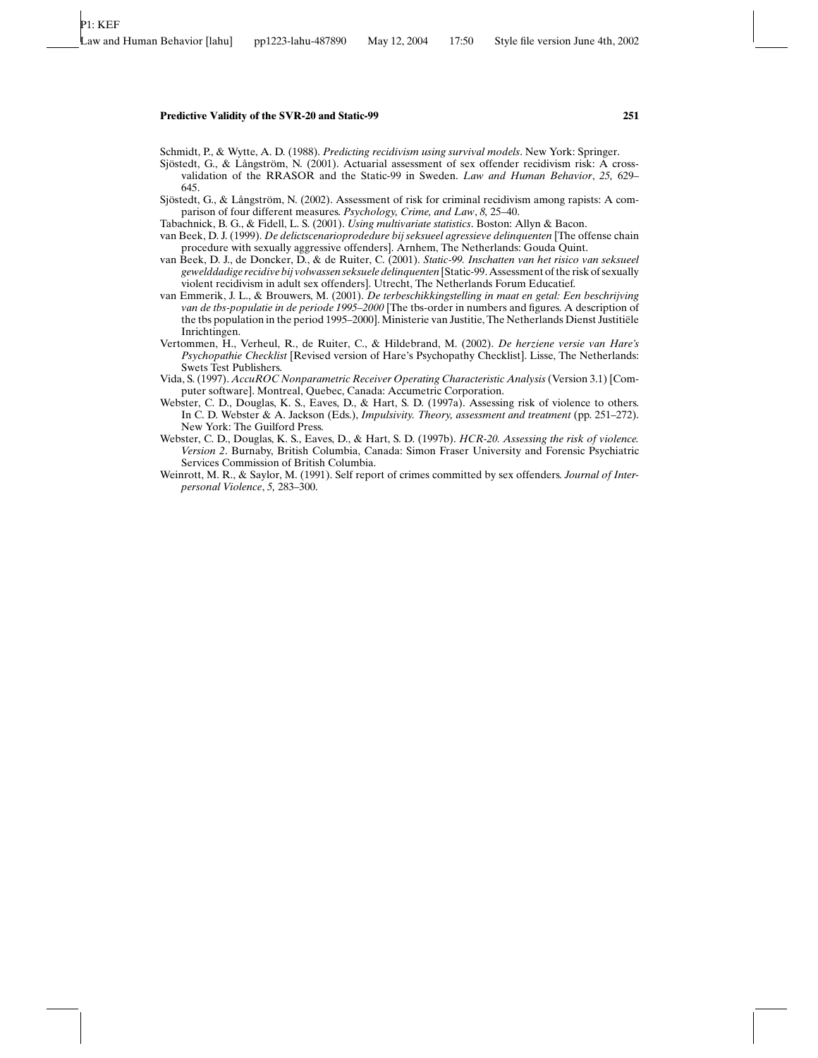Schmidt, P., & Wytte, A. D. (1988). *Predicting recidivism using survival models*. New York: Springer.

Sjöstedt, G., & Långström, N. (2001). Actuarial assessment of sex offender recidivism risk: A cross-validation of the RRASOR and the Static-99 in Sweden. *Law and Human Behavior*, *25,* 629–645.

Sjöstedt, G., & Långström, N. (2002). Assessment of risk for criminal recidivism among rapists: A comparison of four different measures. *Psychology, Crime, and Law*, *8,* 25–40.

Tabachnick, B. G., & Fidell, L. S. (2001). *Using multivariate statistics*. Boston: Allyn & Bacon.

van Beek, D. J. (1999). *De delictscenarioprodedure bij seksueel agressieve delinquenten* [The offense chain procedure with sexually aggressive offenders]. Arnhem, The Netherlands: Gouda Quint.

van Beek, D. J., de Doncker, D., & de Ruiter, C. (2001). *Static-99. Inschatten van het risico van seksueel gewelddadige recidive bij volwassen seksuele delinquenten* [Static-99. Assessment of the risk of sexually violent recidivism in adult sex offenders]. Utrecht, The Netherlands Forum Educatief.

van Emmerik, J. L., & Brouwers, M. (2001). *De terbeschikkingstelling in maat en getal: Een beschrijving van de tbs-populatie in de periode 1995–2000* [The tbs-order in numbers and figures. A description of the tbs population in the period 1995–2000]. Ministerie van Justitie, The Netherlands Dienst Justitiële Inrichtingen.

Vertommen, H., Verheul, R., de Ruiter, C., & Hildebrand, M. (2002). *De herziene versie van Hare's Psychopathie Checklist* [Revised version of Hare's Psychopathy Checklist]. Lisse, The Netherlands: Swets Test Publishers.

Vida, S. (1997). *AccuROC Nonparametric Receiver Operating Characteristic Analysis* (Version 3.1) [Computer software]. Montreal, Quebec, Canada: Accumetric Corporation.

Webster, C. D., Douglas, K. S., Eaves, D., & Hart, S. D. (1997a). Assessing risk of violence to others. In C. D. Webster & A. Jackson (Eds.), *Impulsivity. Theory, assessment and treatment* (pp. 251–272). New York: The Guilford Press.

Webster, C. D., Douglas, K. S., Eaves, D., & Hart, S. D. (1997b). *HCR-20. Assessing the risk of violence. Version 2*. Burnaby, British Columbia, Canada: Simon Fraser University and Forensic Psychiatric Services Commission of British Columbia.

Weinrott, M. R., & Saylor, M. (1991). Self report of crimes committed by sex offenders. *Journal of Interpersonal Violence*, *5,* 283–300.